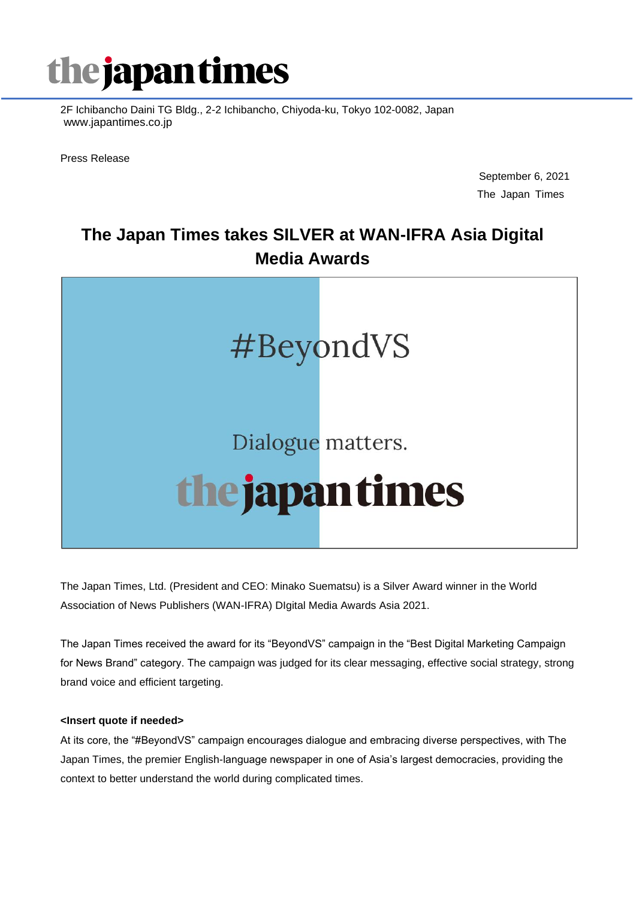the japan times

2F Ichibancho Daini TG Bldg., 2-2 Ichibancho, Chiyoda-ku, Tokyo 102-0082, Japan
www.japantimes.co.jp

Press Release

September 6, 2021
The Japan Times

# The Japan Times takes SILVER at WAN-IFRA Asia Digital Media Awards

#BeyondVS

Dialogue matters.

the japan times

The Japan Times, Ltd. (President and CEO: Minako Suematsu) is a Silver Award winner in the World Association of News Publishers (WAN-IFRA) DIgital Media Awards Asia 2021.

The Japan Times received the award for its "BeyondVS" campaign in the "Best Digital Marketing Campaign for News Brand" category. The campaign was judged for its clear messaging, effective social strategy, strong brand voice and efficient targeting.

**<Insert quote if needed>**

At its core, the "#BeyondVS" campaign encourages dialogue and embracing diverse perspectives, with The Japan Times, the premier English-language newspaper in one of Asia's largest democracies, providing the context to better understand the world during complicated times.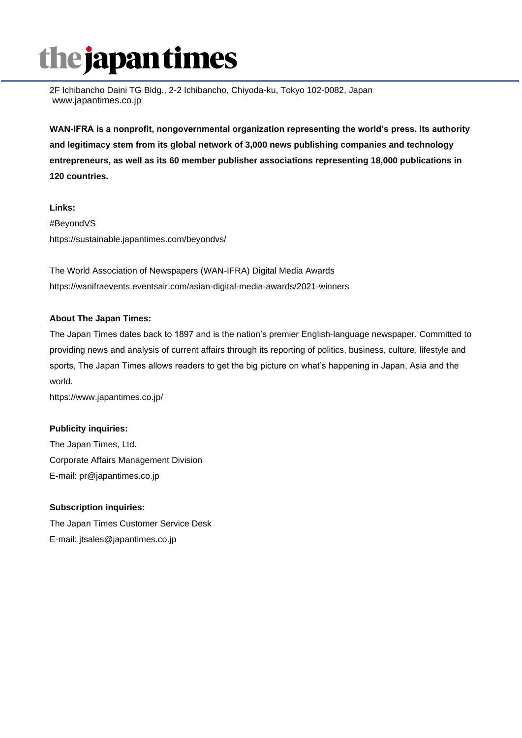# the japan times

2F Ichibancho Daini TG Bldg., 2-2 Ichibancho, Chiyoda-ku, Tokyo 102-0082, Japan
www.japantimes.co.jp

**WAN-IFRA is a nonprofit, nongovernmental organization representing the world's press. Its authority and legitimacy stem from its global network of 3,000 news publishing companies and technology entrepreneurs, as well as its 60 member publisher associations representing 18,000 publications in 120 countries.**

**Links:**

#BeyondVS
https://sustainable.japantimes.com/beyondvs/

The World Association of Newspapers (WAN-IFRA) Digital Media Awards
https://wanifraevents.eventsair.com/asian-digital-media-awards/2021-winners

**About The Japan Times:**

The Japan Times dates back to 1897 and is the nation's premier English-language newspaper. Committed to providing news and analysis of current affairs through its reporting of politics, business, culture, lifestyle and sports, The Japan Times allows readers to get the big picture on what's happening in Japan, Asia and the world.
https://www.japantimes.co.jp/

**Publicity inquiries:**

The Japan Times, Ltd.
Corporate Affairs Management Division
E-mail: pr@japantimes.co.jp

**Subscription inquiries:**

The Japan Times Customer Service Desk
E-mail: jtsales@japantimes.co.jp